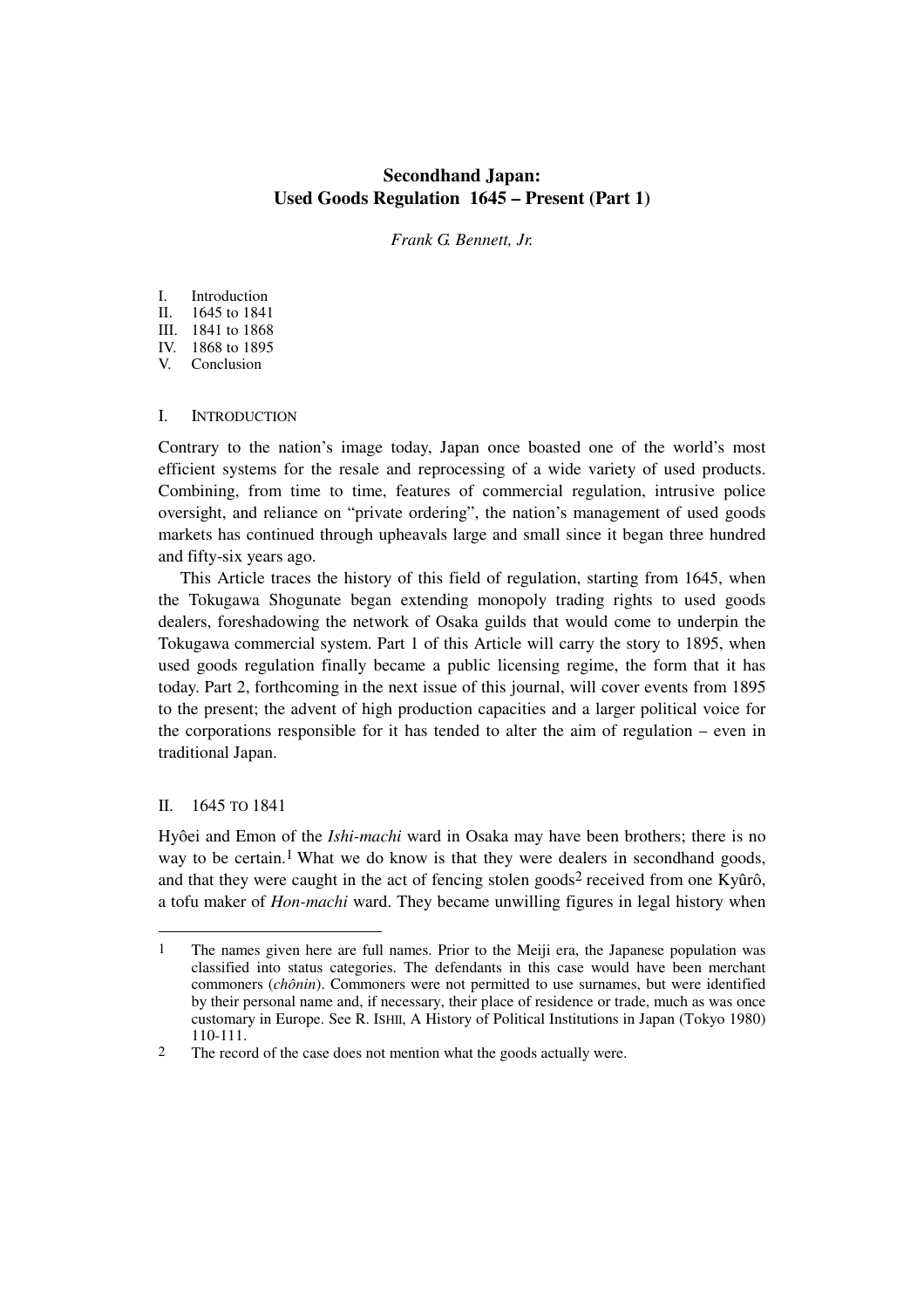# Secondhand Japan: Used Goods Regulation 1645 – Present (Part 1)

*Frank G. Bennett, Jr.*

I. Introduction
II. 1645 to 1841
III. 1841 to 1868
IV. 1868 to 1895
V. Conclusion

## I. INTRODUCTION

Contrary to the nation's image today, Japan once boasted one of the world's most efficient systems for the resale and reprocessing of a wide variety of used products. Combining, from time to time, features of commercial regulation, intrusive police oversight, and reliance on "private ordering", the nation's management of used goods markets has continued through upheavals large and small since it began three hundred and fifty-six years ago.

This Article traces the history of this field of regulation, starting from 1645, when the Tokugawa Shogunate began extending monopoly trading rights to used goods dealers, foreshadowing the network of Osaka guilds that would come to underpin the Tokugawa commercial system. Part 1 of this Article will carry the story to 1895, when used goods regulation finally became a public licensing regime, the form that it has today. Part 2, forthcoming in the next issue of this journal, will cover events from 1895 to the present; the advent of high production capacities and a larger political voice for the corporations responsible for it has tended to alter the aim of regulation – even in traditional Japan.

## II. 1645 TO 1841

Hyôei and Emon of the *Ishi-machi* ward in Osaka may have been brothers; there is no way to be certain.[1] What we do know is that they were dealers in secondhand goods, and that they were caught in the act of fencing stolen goods[2] received from one Kyûrô, a tofu maker of *Hon-machi* ward. They became unwilling figures in legal history when

---

[1] The names given here are full names. Prior to the Meiji era, the Japanese population was classified into status categories. The defendants in this case would have been merchant commoners (*chônin*). Commoners were not permitted to use surnames, but were identified by their personal name and, if necessary, their place of residence or trade, much as was once customary in Europe. See R. ISHII, A History of Political Institutions in Japan (Tokyo 1980) 110-111.

[2] The record of the case does not mention what the goods actually were.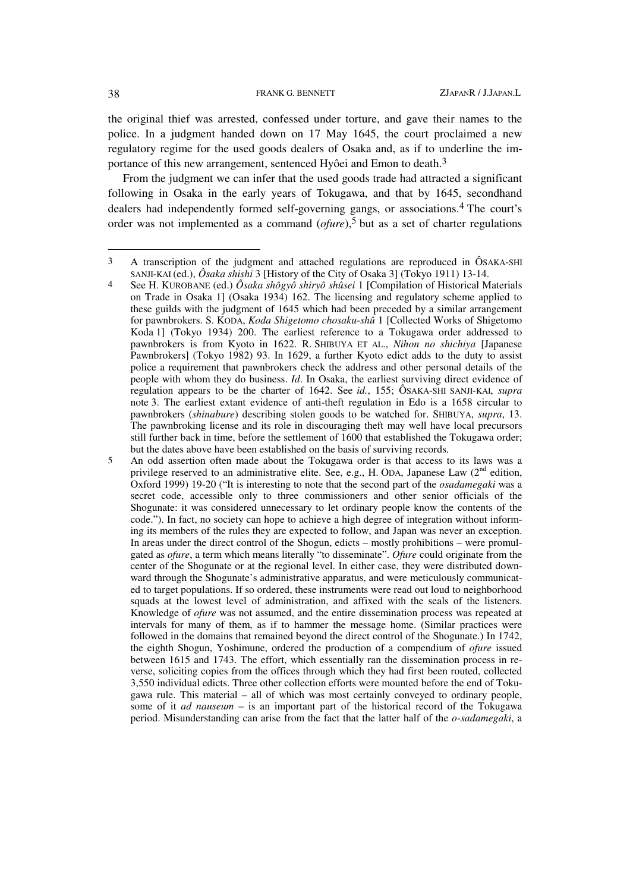the original thief was arrested, confessed under torture, and gave their names to the police. In a judgment handed down on 17 May 1645, the court proclaimed a new regulatory regime for the used goods dealers of Osaka and, as if to underline the importance of this new arrangement, sentenced Hyôei and Emon to death.[3]

From the judgment we can infer that the used goods trade had attracted a significant following in Osaka in the early years of Tokugawa, and that by 1645, secondhand dealers had independently formed self-governing gangs, or associations.[4] The court's order was not implemented as a command (*ofure*),[5] but as a set of charter regulations

---

3 A transcription of the judgment and attached regulations are reproduced in ÔSAKA-SHI SANJI-KAI (ed.), *Ôsaka shishi* 3 [History of the City of Osaka 3] (Tokyo 1911) 13-14.

4 See H. KUROBANE (ed.) *Ôsaka shôgyô shiryô shûsei* 1 [Compilation of Historical Materials on Trade in Osaka 1] (Osaka 1934) 162. The licensing and regulatory scheme applied to these guilds with the judgment of 1645 which had been preceded by a similar arrangement for pawnbrokers. S. KODA, *Koda Shigetomo chosaku-shû* 1 [Collected Works of Shigetomo Koda 1] (Tokyo 1934) 200. The earliest reference to a Tokugawa order addressed to pawnbrokers is from Kyoto in 1622. R. SHIBUYA ET AL., *Nihon no shichiya* [Japanese Pawnbrokers] (Tokyo 1982) 93. In 1629, a further Kyoto edict adds to the duty to assist police a requirement that pawnbrokers check the address and other personal details of the people with whom they do business. *Id*. In Osaka, the earliest surviving direct evidence of regulation appears to be the charter of 1642. See *id.*, 155; ÔSAKA-SHI SANJI-KAI, *supra* note 3. The earliest extant evidence of anti-theft regulation in Edo is a 1658 circular to pawnbrokers (*shinabure*) describing stolen goods to be watched for. SHIBUYA, *supra*, 13. The pawnbroking license and its role in discouraging theft may well have local precursors still further back in time, before the settlement of 1600 that established the Tokugawa order; but the dates above have been established on the basis of surviving records.

5 An odd assertion often made about the Tokugawa order is that access to its laws was a privilege reserved to an administrative elite. See, e.g., H. ODA, Japanese Law (2nd edition, Oxford 1999) 19-20 ("It is interesting to note that the second part of the *osadamegaki* was a secret code, accessible only to three commissioners and other senior officials of the Shogunate: it was considered unnecessary to let ordinary people know the contents of the code."). In fact, no society can hope to achieve a high degree of integration without informing its members of the rules they are expected to follow, and Japan was never an exception. In areas under the direct control of the Shogun, edicts – mostly prohibitions – were promulgated as *ofure*, a term which means literally "to disseminate". *Ofure* could originate from the center of the Shogunate or at the regional level. In either case, they were distributed downward through the Shogunate's administrative apparatus, and were meticulously communicated to target populations. If so ordered, these instruments were read out loud to neighborhood squads at the lowest level of administration, and affixed with the seals of the listeners. Knowledge of *ofure* was not assumed, and the entire dissemination process was repeated at intervals for many of them, as if to hammer the message home. (Similar practices were followed in the domains that remained beyond the direct control of the Shogunate.) In 1742, the eighth Shogun, Yoshimune, ordered the production of a compendium of *ofure* issued between 1615 and 1743. The effort, which essentially ran the dissemination process in reverse, soliciting copies from the offices through which they had first been routed, collected 3,550 individual edicts. Three other collection efforts were mounted before the end of Tokugawa rule. This material – all of which was most certainly conveyed to ordinary people, some of it *ad nauseum* – is an important part of the historical record of the Tokugawa period. Misunderstanding can arise from the fact that the latter half of the *o-sadamegaki*, a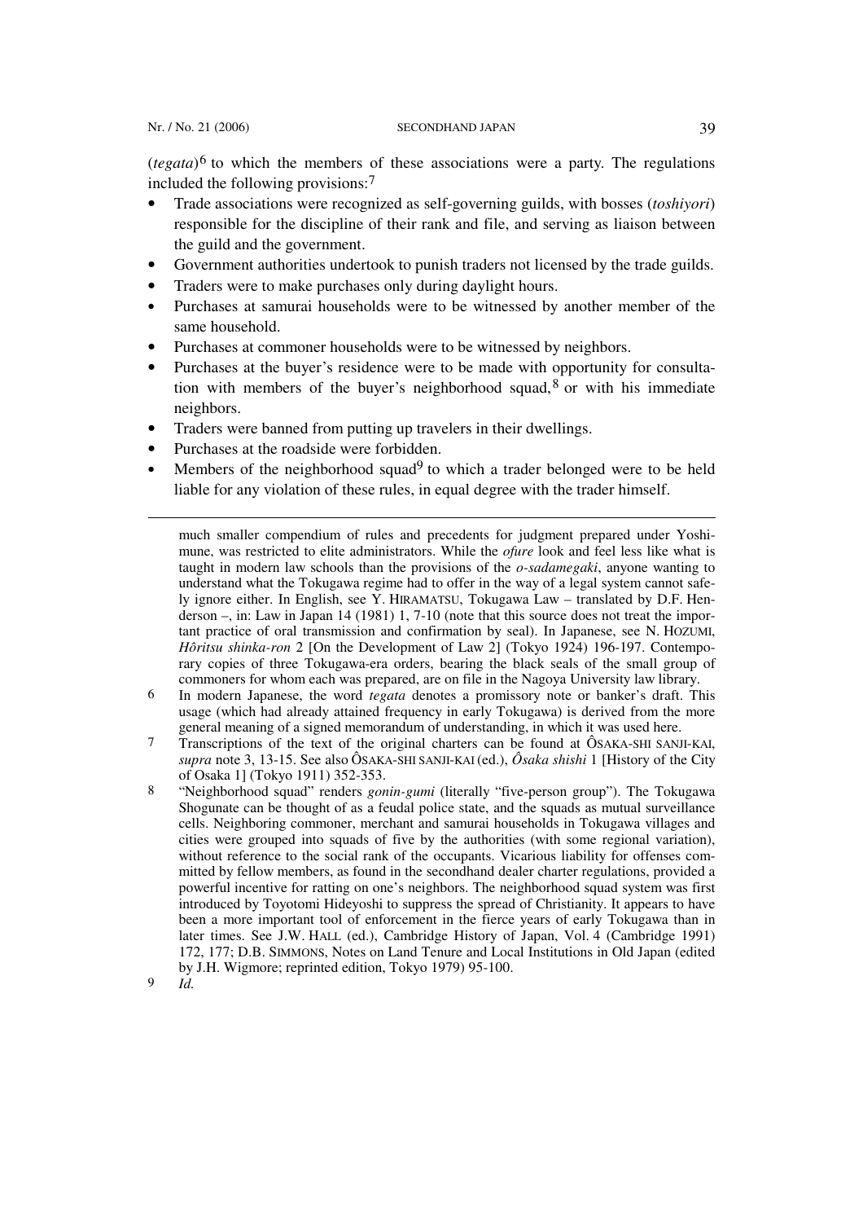(*tegata*)[6] to which the members of these associations were a party. The regulations included the following provisions:[7]

- Trade associations were recognized as self-governing guilds, with bosses (*toshiyori*) responsible for the discipline of their rank and file, and serving as liaison between the guild and the government.
- Government authorities undertook to punish traders not licensed by the trade guilds.
- Traders were to make purchases only during daylight hours.
- Purchases at samurai households were to be witnessed by another member of the same household.
- Purchases at commoner households were to be witnessed by neighbors.
- Purchases at the buyer's residence were to be made with opportunity for consultation with members of the buyer's neighborhood squad,[8] or with his immediate neighbors.
- Traders were banned from putting up travelers in their dwellings.
- Purchases at the roadside were forbidden.
- Members of the neighborhood squad[9] to which a trader belonged were to be held liable for any violation of these rules, in equal degree with the trader himself.

---

much smaller compendium of rules and precedents for judgment prepared under Yoshimune, was restricted to elite administrators. While the *ofure* look and feel less like what is taught in modern law schools than the provisions of the *o-sadamegaki*, anyone wanting to understand what the Tokugawa regime had to offer in the way of a legal system cannot safely ignore either. In English, see Y. HIRAMATSU, Tokugawa Law – translated by D.F. Henderson –, in: Law in Japan 14 (1981) 1, 7-10 (note that this source does not treat the important practice of oral transmission and confirmation by seal). In Japanese, see N. HOZUMI, *Hôritsu shinka-ron* 2 [On the Development of Law 2] (Tokyo 1924) 196-197. Contemporary copies of three Tokugawa-era orders, bearing the black seals of the small group of commoners for whom each was prepared, are on file in the Nagoya University law library.

6 In modern Japanese, the word *tegata* denotes a promissory note or banker's draft. This usage (which had already attained frequency in early Tokugawa) is derived from the more general meaning of a signed memorandum of understanding, in which it was used here.

7 Transcriptions of the text of the original charters can be found at ÔSAKA-SHI SANJI-KAI, *supra* note 3, 13-15. See also ÔSAKA-SHI SANJI-KAI (ed.), *Ôsaka shishi* 1 [History of the City of Osaka 1] (Tokyo 1911) 352-353.

8 "Neighborhood squad" renders *gonin-gumi* (literally "five-person group"). The Tokugawa Shogunate can be thought of as a feudal police state, and the squads as mutual surveillance cells. Neighboring commoner, merchant and samurai households in Tokugawa villages and cities were grouped into squads of five by the authorities (with some regional variation), without reference to the social rank of the occupants. Vicarious liability for offenses committed by fellow members, as found in the secondhand dealer charter regulations, provided a powerful incentive for ratting on one's neighbors. The neighborhood squad system was first introduced by Toyotomi Hideyoshi to suppress the spread of Christianity. It appears to have been a more important tool of enforcement in the fierce years of early Tokugawa than in later times. See J.W. HALL (ed.), Cambridge History of Japan, Vol. 4 (Cambridge 1991) 172, 177; D.B. SIMMONS, Notes on Land Tenure and Local Institutions in Old Japan (edited by J.H. Wigmore; reprinted edition, Tokyo 1979) 95-100.

9 *Id.*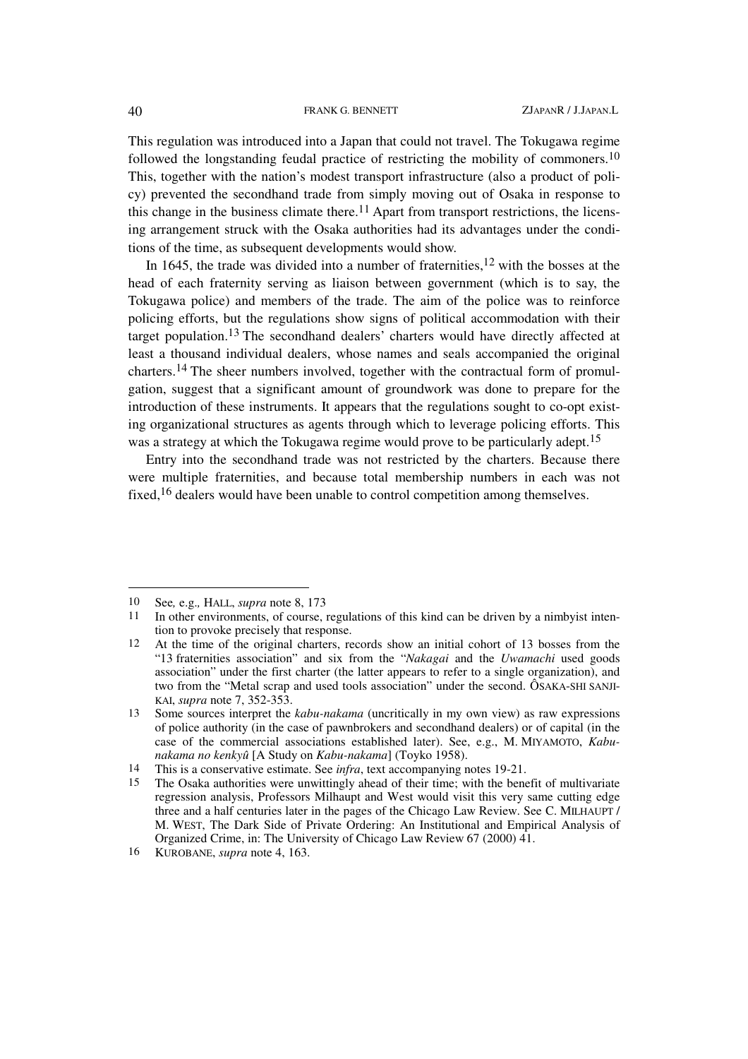This regulation was introduced into a Japan that could not travel. The Tokugawa regime followed the longstanding feudal practice of restricting the mobility of commoners.[10] This, together with the nation's modest transport infrastructure (also a product of policy) prevented the secondhand trade from simply moving out of Osaka in response to this change in the business climate there.[11] Apart from transport restrictions, the licensing arrangement struck with the Osaka authorities had its advantages under the conditions of the time, as subsequent developments would show.

In 1645, the trade was divided into a number of fraternities,[12] with the bosses at the head of each fraternity serving as liaison between government (which is to say, the Tokugawa police) and members of the trade. The aim of the police was to reinforce policing efforts, but the regulations show signs of political accommodation with their target population.[13] The secondhand dealers' charters would have directly affected at least a thousand individual dealers, whose names and seals accompanied the original charters.[14] The sheer numbers involved, together with the contractual form of promulgation, suggest that a significant amount of groundwork was done to prepare for the introduction of these instruments. It appears that the regulations sought to co-opt existing organizational structures as agents through which to leverage policing efforts. This was a strategy at which the Tokugawa regime would prove to be particularly adept.[15]

Entry into the secondhand trade was not restricted by the charters. Because there were multiple fraternities, and because total membership numbers in each was not fixed,[16] dealers would have been unable to control competition among themselves.

---

10 See, e.g., HALL, *supra* note 8, 173

11 In other environments, of course, regulations of this kind can be driven by a nimbyist intention to provoke precisely that response.

12 At the time of the original charters, records show an initial cohort of 13 bosses from the "13 fraternities association" and six from the "*Nakagai* and the *Uwamachi* used goods association" under the first charter (the latter appears to refer to a single organization), and two from the "Metal scrap and used tools association" under the second. ÔSAKA-SHI SANJI-KAI, *supra* note 7, 352-353.

13 Some sources interpret the *kabu-nakama* (uncritically in my own view) as raw expressions of police authority (in the case of pawnbrokers and secondhand dealers) or of capital (in the case of the commercial associations established later). See, e.g., M. MIYAMOTO, *Kabu-nakama no kenkyû* [A Study on *Kabu-nakama*] (Toyko 1958).

14 This is a conservative estimate. See *infra*, text accompanying notes 19-21.

15 The Osaka authorities were unwittingly ahead of their time; with the benefit of multivariate regression analysis, Professors Milhaupt and West would visit this very same cutting edge three and a half centuries later in the pages of the Chicago Law Review. See C. MILHAUPT / M. WEST, The Dark Side of Private Ordering: An Institutional and Empirical Analysis of Organized Crime, in: The University of Chicago Law Review 67 (2000) 41.

16 KUROBANE, *supra* note 4, 163.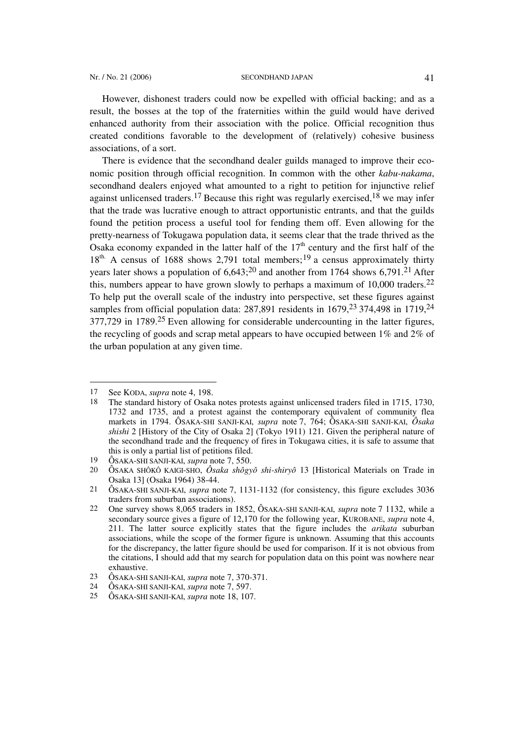However, dishonest traders could now be expelled with official backing; and as a result, the bosses at the top of the fraternities within the guild would have derived enhanced authority from their association with the police. Official recognition thus created conditions favorable to the development of (relatively) cohesive business associations, of a sort.

There is evidence that the secondhand dealer guilds managed to improve their economic position through official recognition. In common with the other *kabu-nakama*, secondhand dealers enjoyed what amounted to a right to petition for injunctive relief against unlicensed traders.[17] Because this right was regularly exercised,[18] we may infer that the trade was lucrative enough to attract opportunistic entrants, and that the guilds found the petition process a useful tool for fending them off. Even allowing for the pretty-nearness of Tokugawa population data, it seems clear that the trade thrived as the Osaka economy expanded in the latter half of the 17th century and the first half of the 18th. A census of 1688 shows 2,791 total members;[19] a census approximately thirty years later shows a population of 6,643;[20] and another from 1764 shows 6,791.[21] After this, numbers appear to have grown slowly to perhaps a maximum of 10,000 traders.[22] To help put the overall scale of the industry into perspective, set these figures against samples from official population data: 287,891 residents in 1679,[23] 374,498 in 1719,[24] 377,729 in 1789.[25] Even allowing for considerable undercounting in the latter figures, the recycling of goods and scrap metal appears to have occupied between 1% and 2% of the urban population at any given time.

---

17 See KODA, *supra* note 4, 198.

18 The standard history of Osaka notes protests against unlicensed traders filed in 1715, 1730, 1732 and 1735, and a protest against the contemporary equivalent of community flea markets in 1794. ÔSAKA-SHI SANJI-KAI, *supra* note 7, 764; ÔSAKA-SHI SANJI-KAI, *Ôsaka shishi* 2 [History of the City of Osaka 2] (Tokyo 1911) 121. Given the peripheral nature of the secondhand trade and the frequency of fires in Tokugawa cities, it is safe to assume that this is only a partial list of petitions filed.

19 ÔSAKA-SHI SANJI-KAI, *supra* note 7, 550.

20 ÔSAKA SHÔKÔ KAIGI-SHO, *Ôsaka shôgyô shi-shiryô* 13 [Historical Materials on Trade in Osaka 13] (Osaka 1964) 38-44.

21 ÔSAKA-SHI SANJI-KAI, *supra* note 7, 1131-1132 (for consistency, this figure excludes 3036 traders from suburban associations).

22 One survey shows 8,065 traders in 1852, ÔSAKA-SHI SANJI-KAI, *supra* note 7 1132, while a secondary source gives a figure of 12,170 for the following year, KUROBANE, *supra* note 4, 211. The latter source explicitly states that the figure includes the *arikata* suburban associations, while the scope of the former figure is unknown. Assuming that this accounts for the discrepancy, the latter figure should be used for comparison. If it is not obvious from the citations, I should add that my search for population data on this point was nowhere near exhaustive.

23 ÔSAKA-SHI SANJI-KAI, *supra* note 7, 370-371.

24 ÔSAKA-SHI SANJI-KAI, *supra* note 7, 597.

25 ÔSAKA-SHI SANJI-KAI, *supra* note 18, 107.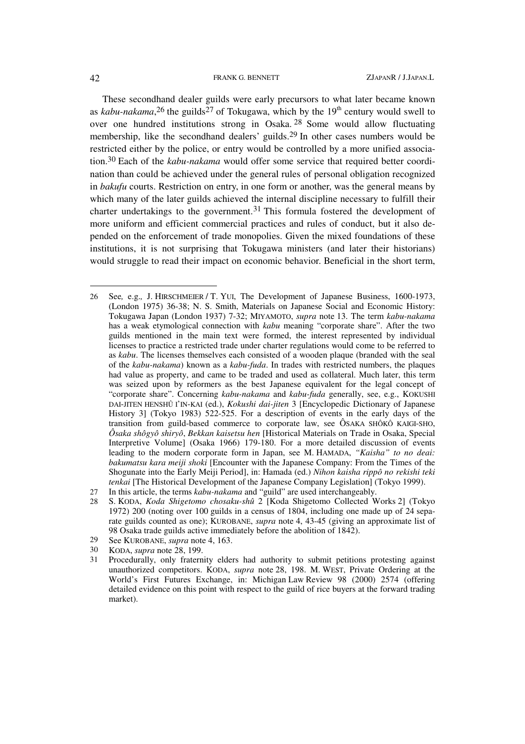These secondhand dealer guilds were early precursors to what later became known as *kabu-nakama*,[26] the guilds[27] of Tokugawa, which by the 19th century would swell to over one hundred institutions strong in Osaka.[28] Some would allow fluctuating membership, like the secondhand dealers' guilds.[29] In other cases numbers would be restricted either by the police, or entry would be controlled by a more unified association.[30] Each of the *kabu-nakama* would offer some service that required better coordination than could be achieved under the general rules of personal obligation recognized in *bakufu* courts. Restriction on entry, in one form or another, was the general means by which many of the later guilds achieved the internal discipline necessary to fulfill their charter undertakings to the government.[31] This formula fostered the development of more uniform and efficient commercial practices and rules of conduct, but it also depended on the enforcement of trade monopolies. Given the mixed foundations of these institutions, it is not surprising that Tokugawa ministers (and later their historians) would struggle to read their impact on economic behavior. Beneficial in the short term,

---

26 See*,* e.g.*,* J. HIRSCHMEIER / T. YUI, The Development of Japanese Business, 1600-1973, (London 1975) 36-38; N. S. Smith, Materials on Japanese Social and Economic History: Tokugawa Japan (London 1937) 7-32; MIYAMOTO, *supra* note 13. The term *kabu-nakama* has a weak etymological connection with *kabu* meaning "corporate share". After the two guilds mentioned in the main text were formed, the interest represented by individual licenses to practice a restricted trade under charter regulations would come to be referred to as *kabu*. The licenses themselves each consisted of a wooden plaque (branded with the seal of the *kabu-nakama*) known as a *kabu-fuda*. In trades with restricted numbers, the plaques had value as property, and came to be traded and used as collateral. Much later, this term was seized upon by reformers as the best Japanese equivalent for the legal concept of "corporate share". Concerning *kabu-nakama* and *kabu-fuda* generally, see, e.g., KOKUSHI DAI-JITEN HENSHÛ I'IN-KAI (ed.), *Kokushi dai-jiten* 3 [Encyclopedic Dictionary of Japanese History 3] (Tokyo 1983) 522-525. For a description of events in the early days of the transition from guild-based commerce to corporate law, see ÔSAKA SHÔKÔ KAIGI-SHO, *Ôsaka shôgyô shiryô*, *Bekkan kaisetsu hen* [Historical Materials on Trade in Osaka, Special Interpretive Volume] (Osaka 1966) 179-180. For a more detailed discussion of events leading to the modern corporate form in Japan, see M. HAMADA, *"Kaisha" to no deai: bakumatsu kara meiji shoki* [Encounter with the Japanese Company: From the Times of the Shogunate into the Early Meiji Period], in: Hamada (ed.) *Nihon kaisha rippô no rekishi teki tenkai* [The Historical Development of the Japanese Company Legislation] (Tokyo 1999).

27 In this article, the terms *kabu-nakama* and "guild" are used interchangeably.

28 S. KODA, *Koda Shigetomo chosaku-shû* 2 [Koda Shigetomo Collected Works 2] (Tokyo 1972) 200 (noting over 100 guilds in a census of 1804, including one made up of 24 separate guilds counted as one); KUROBANE, *supra* note 4, 43-45 (giving an approximate list of 98 Osaka trade guilds active immediately before the abolition of 1842).

29 See KUROBANE, *supra* note 4, 163.

30 KODA, *supra* note 28, 199.

31 Procedurally, only fraternity elders had authority to submit petitions protesting against unauthorized competitors. KODA, *supra* note 28, 198. M. WEST, Private Ordering at the World's First Futures Exchange, in: Michigan Law Review 98 (2000) 2574 (offering detailed evidence on this point with respect to the guild of rice buyers at the forward trading market).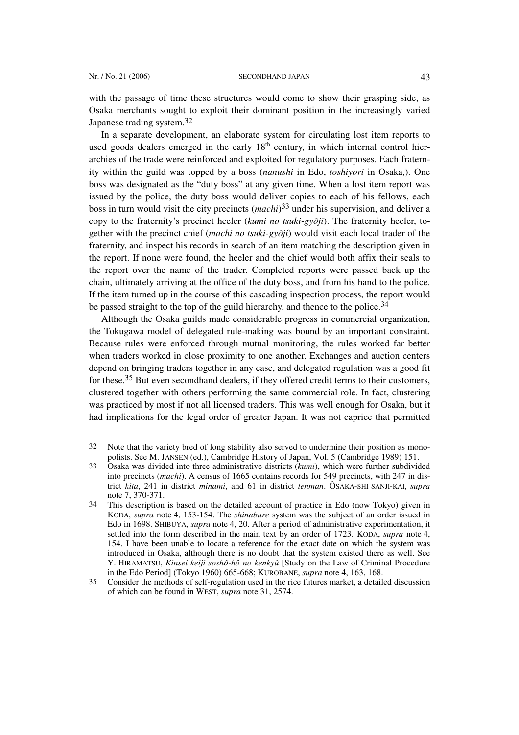with the passage of time these structures would come to show their grasping side, as Osaka merchants sought to exploit their dominant position in the increasingly varied Japanese trading system.[32]

In a separate development, an elaborate system for circulating lost item reports to used goods dealers emerged in the early 18th century, in which internal control hierarchies of the trade were reinforced and exploited for regulatory purposes. Each fraternity within the guild was topped by a boss (*nanushi* in Edo, *toshiyori* in Osaka,). One boss was designated as the "duty boss" at any given time. When a lost item report was issued by the police, the duty boss would deliver copies to each of his fellows, each boss in turn would visit the city precincts (*machi*)[33] under his supervision, and deliver a copy to the fraternity's precinct heeler (*kumi no tsuki-gyôji*). The fraternity heeler, together with the precinct chief (*machi no tsuki-gyôji*) would visit each local trader of the fraternity, and inspect his records in search of an item matching the description given in the report. If none were found, the heeler and the chief would both affix their seals to the report over the name of the trader. Completed reports were passed back up the chain, ultimately arriving at the office of the duty boss, and from his hand to the police. If the item turned up in the course of this cascading inspection process, the report would be passed straight to the top of the guild hierarchy, and thence to the police.[34]

Although the Osaka guilds made considerable progress in commercial organization, the Tokugawa model of delegated rule-making was bound by an important constraint. Because rules were enforced through mutual monitoring, the rules worked far better when traders worked in close proximity to one another. Exchanges and auction centers depend on bringing traders together in any case, and delegated regulation was a good fit for these.[35] But even secondhand dealers, if they offered credit terms to their customers, clustered together with others performing the same commercial role. In fact, clustering was practiced by most if not all licensed traders. This was well enough for Osaka, but it had implications for the legal order of greater Japan. It was not caprice that permitted

---

32 Note that the variety bred of long stability also served to undermine their position as monopolists. See M. JANSEN (ed.), Cambridge History of Japan, Vol. 5 (Cambridge 1989) 151.

33 Osaka was divided into three administrative districts (*kumi*), which were further subdivided into precincts (*machi*). A census of 1665 contains records for 549 precincts, with 247 in district *kita*, 241 in district *minami*, and 61 in district *tenman*. ÔSAKA-SHI SANJI-KAI, *supra* note 7, 370-371.

34 This description is based on the detailed account of practice in Edo (now Tokyo) given in KODA, *supra* note 4, 153-154. The *shinabure* system was the subject of an order issued in Edo in 1698. SHIBUYA, *supra* note 4, 20. After a period of administrative experimentation, it settled into the form described in the main text by an order of 1723. KODA, *supra* note 4, 154. I have been unable to locate a reference for the exact date on which the system was introduced in Osaka, although there is no doubt that the system existed there as well. See Y. HIRAMATSU, *Kinsei keiji soshô-hô no kenkyû* [Study on the Law of Criminal Procedure in the Edo Period] (Tokyo 1960) 665-668; KUROBANE, *supra* note 4, 163, 168.

35 Consider the methods of self-regulation used in the rice futures market, a detailed discussion of which can be found in WEST, *supra* note 31, 2574.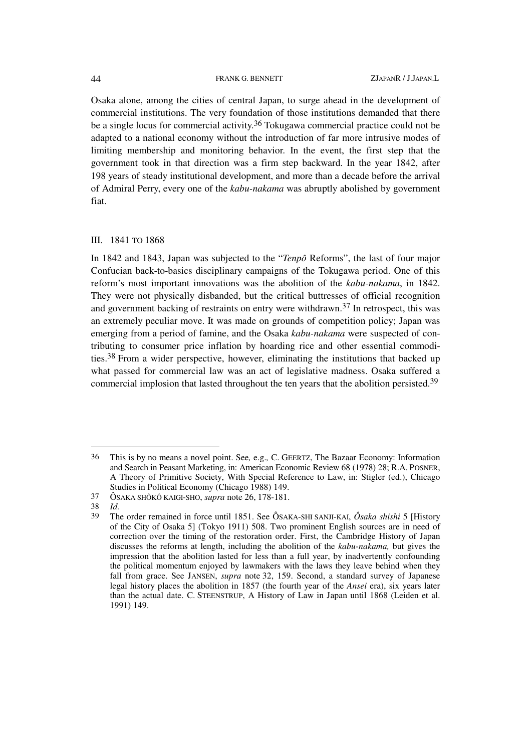Osaka alone, among the cities of central Japan, to surge ahead in the development of commercial institutions. The very foundation of those institutions demanded that there be a single locus for commercial activity.[36] Tokugawa commercial practice could not be adapted to a national economy without the introduction of far more intrusive modes of limiting membership and monitoring behavior. In the event, the first step that the government took in that direction was a firm step backward. In the year 1842, after 198 years of steady institutional development, and more than a decade before the arrival of Admiral Perry, every one of the *kabu-nakama* was abruptly abolished by government fiat.

## III. 1841 TO 1868

In 1842 and 1843, Japan was subjected to the "*Tenpô* Reforms", the last of four major Confucian back-to-basics disciplinary campaigns of the Tokugawa period. One of this reform's most important innovations was the abolition of the *kabu-nakama*, in 1842. They were not physically disbanded, but the critical buttresses of official recognition and government backing of restraints on entry were withdrawn.[37] In retrospect, this was an extremely peculiar move. It was made on grounds of competition policy; Japan was emerging from a period of famine, and the Osaka *kabu-nakama* were suspected of contributing to consumer price inflation by hoarding rice and other essential commodities.[38] From a wider perspective, however, eliminating the institutions that backed up what passed for commercial law was an act of legislative madness. Osaka suffered a commercial implosion that lasted throughout the ten years that the abolition persisted.[39]

---

36 This is by no means a novel point. See, e.g., C. GEERTZ, The Bazaar Economy: Information and Search in Peasant Marketing, in: American Economic Review 68 (1978) 28; R.A. POSNER, A Theory of Primitive Society, With Special Reference to Law, in: Stigler (ed.), Chicago Studies in Political Economy (Chicago 1988) 149.

37 ÔSAKA SHÔKÔ KAIGI-SHO, *supra* note 26, 178-181.

38 *Id.*

39 The order remained in force until 1851. See ÔSAKA-SHI SANJI-KAI, *Ôsaka shishi* 5 [History of the City of Osaka 5] (Tokyo 1911) 508. Two prominent English sources are in need of correction over the timing of the restoration order. First, the Cambridge History of Japan discusses the reforms at length, including the abolition of the *kabu-nakama,* but gives the impression that the abolition lasted for less than a full year, by inadvertently confounding the political momentum enjoyed by lawmakers with the laws they leave behind when they fall from grace. See JANSEN, *supra* note 32, 159. Second, a standard survey of Japanese legal history places the abolition in 1857 (the fourth year of the *Ansei* era), six years later than the actual date. C. STEENSTRUP, A History of Law in Japan until 1868 (Leiden et al. 1991) 149.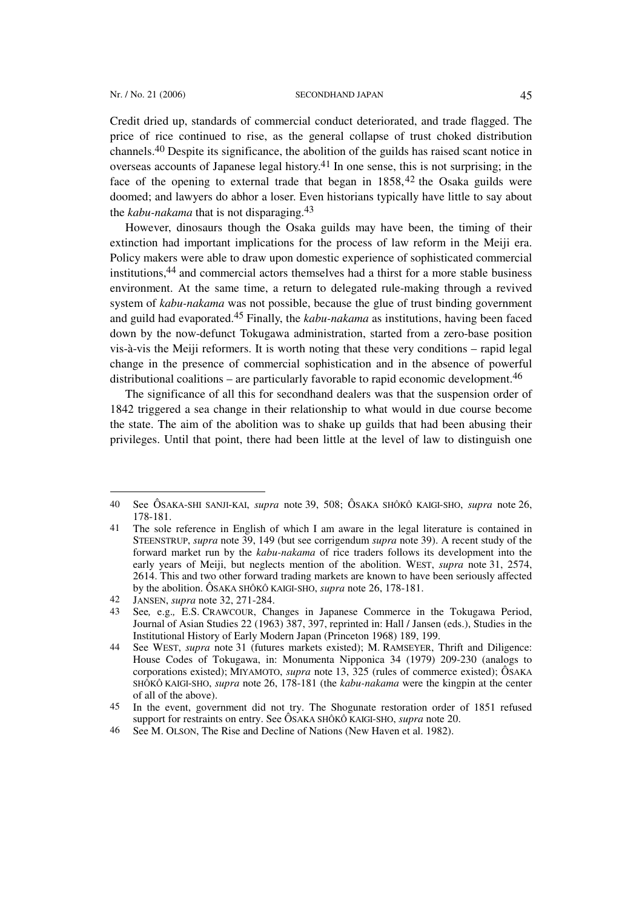Credit dried up, standards of commercial conduct deteriorated, and trade flagged. The price of rice continued to rise, as the general collapse of trust choked distribution channels.[40] Despite its significance, the abolition of the guilds has raised scant notice in overseas accounts of Japanese legal history.[41] In one sense, this is not surprising; in the face of the opening to external trade that began in 1858,[42] the Osaka guilds were doomed; and lawyers do abhor a loser. Even historians typically have little to say about the *kabu-nakama* that is not disparaging.[43]

However, dinosaurs though the Osaka guilds may have been, the timing of their extinction had important implications for the process of law reform in the Meiji era. Policy makers were able to draw upon domestic experience of sophisticated commercial institutions,[44] and commercial actors themselves had a thirst for a more stable business environment. At the same time, a return to delegated rule-making through a revived system of *kabu-nakama* was not possible, because the glue of trust binding government and guild had evaporated.[45] Finally, the *kabu-nakama* as institutions, having been faced down by the now-defunct Tokugawa administration, started from a zero-base position vis-à-vis the Meiji reformers. It is worth noting that these very conditions – rapid legal change in the presence of commercial sophistication and in the absence of powerful distributional coalitions – are particularly favorable to rapid economic development.[46]

The significance of all this for secondhand dealers was that the suspension order of 1842 triggered a sea change in their relationship to what would in due course become the state. The aim of the abolition was to shake up guilds that had been abusing their privileges. Until that point, there had been little at the level of law to distinguish one

---

40 See ÔSAKA-SHI SANJI-KAI, *supra* note 39, 508; ÔSAKA SHÔKÔ KAIGI-SHO, *supra* note 26, 178-181.

41 The sole reference in English of which I am aware in the legal literature is contained in STEENSTRUP, *supra* note 39, 149 (but see corrigendum *supra* note 39). A recent study of the forward market run by the *kabu-nakama* of rice traders follows its development into the early years of Meiji, but neglects mention of the abolition. WEST, *supra* note 31, 2574, 2614. This and two other forward trading markets are known to have been seriously affected by the abolition. ÔSAKA SHÔKÔ KAIGI-SHO, *supra* note 26, 178-181.

42 JANSEN, *supra* note 32, 271-284.

43 See, e.g., E.S. CRAWCOUR, Changes in Japanese Commerce in the Tokugawa Period, Journal of Asian Studies 22 (1963) 387, 397, reprinted in: Hall / Jansen (eds.), Studies in the Institutional History of Early Modern Japan (Princeton 1968) 189, 199.

44 See WEST, *supra* note 31 (futures markets existed); M. RAMSEYER, Thrift and Diligence: House Codes of Tokugawa, in: Monumenta Nipponica 34 (1979) 209-230 (analogs to corporations existed); MIYAMOTO, *supra* note 13, 325 (rules of commerce existed); ÔSAKA SHÔKÔ KAIGI-SHO, *supra* note 26, 178-181 (the *kabu-nakama* were the kingpin at the center of all of the above).

45 In the event, government did not try. The Shogunate restoration order of 1851 refused support for restraints on entry. See ÔSAKA SHÔKÔ KAIGI-SHO, *supra* note 20.

46 See M. OLSON, The Rise and Decline of Nations (New Haven et al. 1982).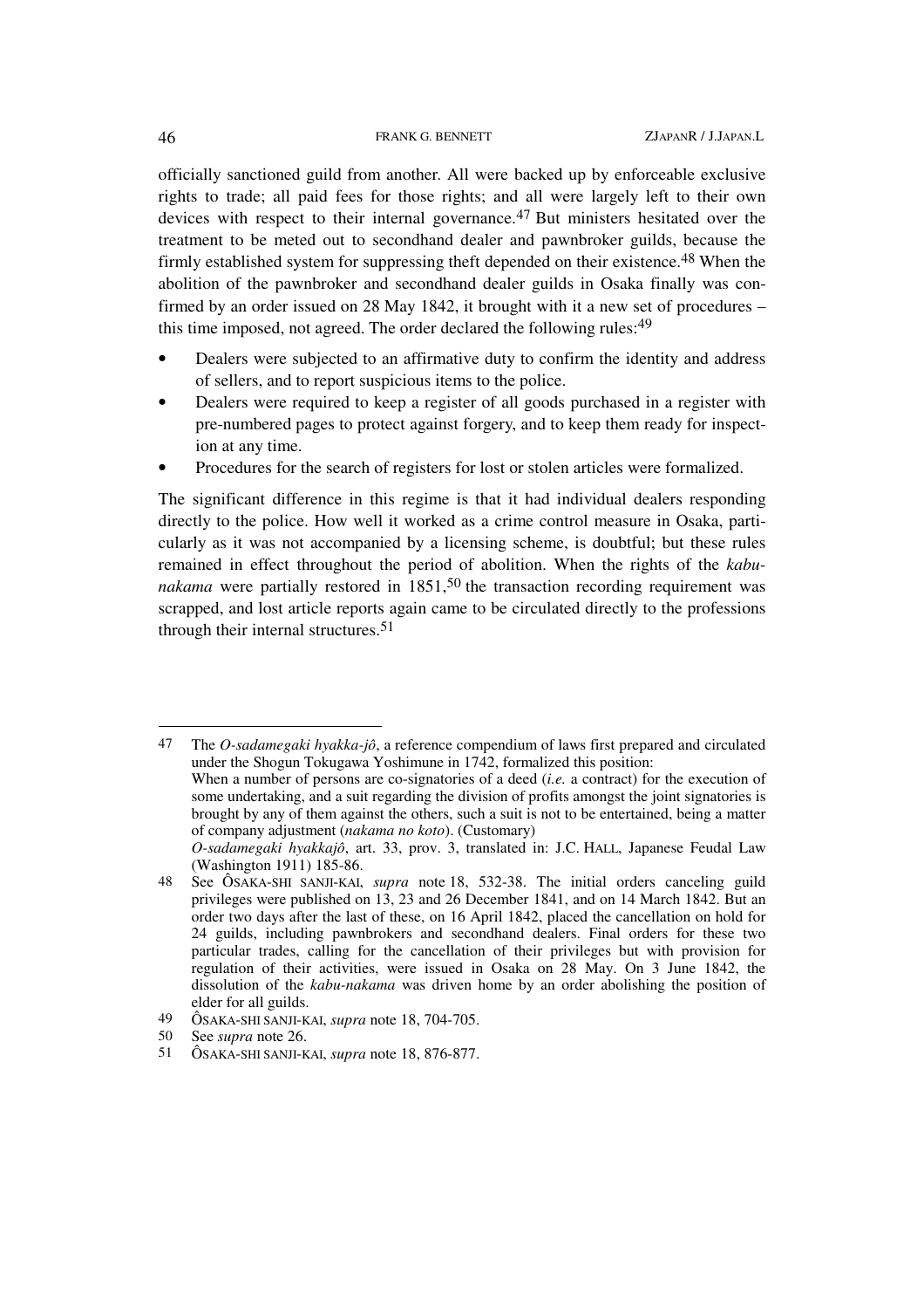officially sanctioned guild from another. All were backed up by enforceable exclusive rights to trade; all paid fees for those rights; and all were largely left to their own devices with respect to their internal governance.[47] But ministers hesitated over the treatment to be meted out to secondhand dealer and pawnbroker guilds, because the firmly established system for suppressing theft depended on their existence.[48] When the abolition of the pawnbroker and secondhand dealer guilds in Osaka finally was confirmed by an order issued on 28 May 1842, it brought with it a new set of procedures – this time imposed, not agreed. The order declared the following rules:[49]

- Dealers were subjected to an affirmative duty to confirm the identity and address of sellers, and to report suspicious items to the police.
- Dealers were required to keep a register of all goods purchased in a register with pre-numbered pages to protect against forgery, and to keep them ready for inspection at any time.
- Procedures for the search of registers for lost or stolen articles were formalized.

The significant difference in this regime is that it had individual dealers responding directly to the police. How well it worked as a crime control measure in Osaka, particularly as it was not accompanied by a licensing scheme, is doubtful; but these rules remained in effect throughout the period of abolition. When the rights of the *kabu-nakama* were partially restored in 1851,[50] the transaction recording requirement was scrapped, and lost article reports again came to be circulated directly to the professions through their internal structures.[51]

---

47 The *O-sadamegaki hyakka-jô*, a reference compendium of laws first prepared and circulated under the Shogun Tokugawa Yoshimune in 1742, formalized this position:
When a number of persons are co-signatories of a deed (*i.e.* a contract) for the execution of some undertaking, and a suit regarding the division of profits amongst the joint signatories is brought by any of them against the others, such a suit is not to be entertained, being a matter of company adjustment (*nakama no koto*). (Customary)
*O-sadamegaki hyakkajô*, art. 33, prov. 3, translated in: J.C. HALL, Japanese Feudal Law (Washington 1911) 185-86.

48 See ÔSAKA-SHI SANJI-KAI, *supra* note 18, 532-38. The initial orders canceling guild privileges were published on 13, 23 and 26 December 1841, and on 14 March 1842. But an order two days after the last of these, on 16 April 1842, placed the cancellation on hold for 24 guilds, including pawnbrokers and secondhand dealers. Final orders for these two particular trades, calling for the cancellation of their privileges but with provision for regulation of their activities, were issued in Osaka on 28 May. On 3 June 1842, the dissolution of the *kabu-nakama* was driven home by an order abolishing the position of elder for all guilds.

49 ÔSAKA-SHI SANJI-KAI, *supra* note 18, 704-705.

50 See *supra* note 26.

51 ÔSAKA-SHI SANJI-KAI, *supra* note 18, 876-877.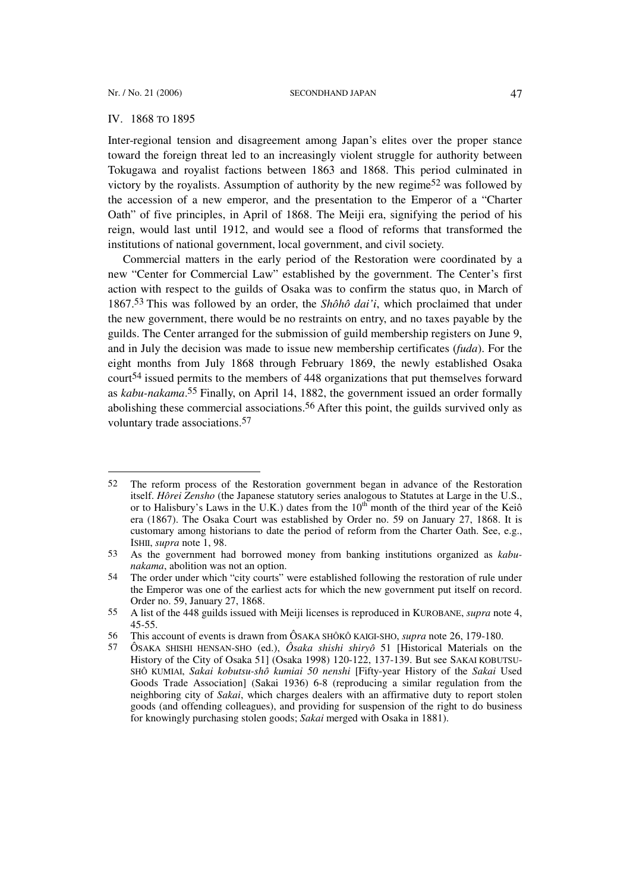## IV. 1868 TO 1895

Inter-regional tension and disagreement among Japan's elites over the proper stance toward the foreign threat led to an increasingly violent struggle for authority between Tokugawa and royalist factions between 1863 and 1868. This period culminated in victory by the royalists. Assumption of authority by the new regime[52] was followed by the accession of a new emperor, and the presentation to the Emperor of a "Charter Oath" of five principles, in April of 1868. The Meiji era, signifying the period of his reign, would last until 1912, and would see a flood of reforms that transformed the institutions of national government, local government, and civil society.

Commercial matters in the early period of the Restoration were coordinated by a new "Center for Commercial Law" established by the government. The Center's first action with respect to the guilds of Osaka was to confirm the status quo, in March of 1867.[53] This was followed by an order, the *Shôhô dai'i*, which proclaimed that under the new government, there would be no restraints on entry, and no taxes payable by the guilds. The Center arranged for the submission of guild membership registers on June 9, and in July the decision was made to issue new membership certificates (*fuda*). For the eight months from July 1868 through February 1869, the newly established Osaka court[54] issued permits to the members of 448 organizations that put themselves forward as *kabu-nakama*.[55] Finally, on April 14, 1882, the government issued an order formally abolishing these commercial associations.[56] After this point, the guilds survived only as voluntary trade associations.[57]

---

52 The reform process of the Restoration government began in advance of the Restoration itself. *Hôrei Zensho* (the Japanese statutory series analogous to Statutes at Large in the U.S., or to Halisbury's Laws in the U.K.) dates from the 10th month of the third year of the Keiô era (1867). The Osaka Court was established by Order no. 59 on January 27, 1868. It is customary among historians to date the period of reform from the Charter Oath. See, e.g., ISHII, *supra* note 1, 98.

53 As the government had borrowed money from banking institutions organized as *kabu-nakama*, abolition was not an option.

54 The order under which "city courts" were established following the restoration of rule under the Emperor was one of the earliest acts for which the new government put itself on record. Order no. 59, January 27, 1868.

55 A list of the 448 guilds issued with Meiji licenses is reproduced in KUROBANE, *supra* note 4, 45-55.

56 This account of events is drawn from ÔSAKA SHÔKÔ KAIGI-SHO, *supra* note 26, 179-180.

57 ÔSAKA SHISHI HENSAN-SHO (ed.), *Ôsaka shishi shiryô* 51 [Historical Materials on the History of the City of Osaka 51] (Osaka 1998) 120-122, 137-139. But see SAKAI KOBUTSU-SHÔ KUMIAI, *Sakai kobutsu-shô kumiai 50 nenshi* [Fifty-year History of the *Sakai* Used Goods Trade Association] (Sakai 1936) 6-8 (reproducing a similar regulation from the neighboring city of *Sakai*, which charges dealers with an affirmative duty to report stolen goods (and offending colleagues), and providing for suspension of the right to do business for knowingly purchasing stolen goods; *Sakai* merged with Osaka in 1881).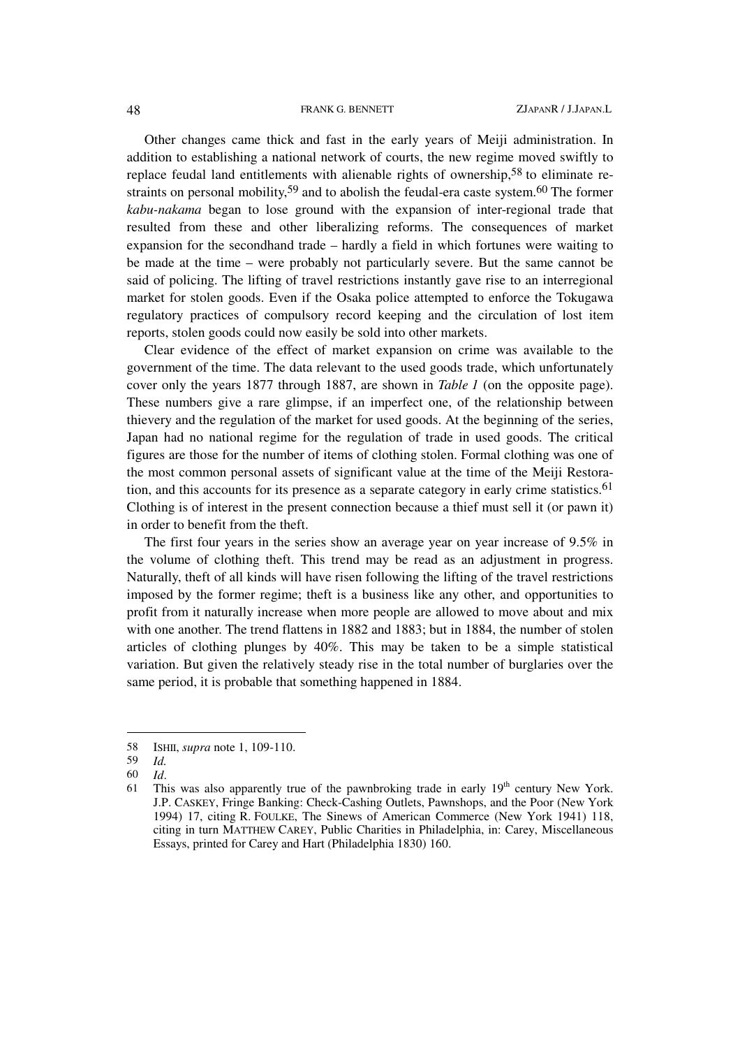Other changes came thick and fast in the early years of Meiji administration. In addition to establishing a national network of courts, the new regime moved swiftly to replace feudal land entitlements with alienable rights of ownership,[58] to eliminate restraints on personal mobility,[59] and to abolish the feudal-era caste system.[60] The former *kabu-nakama* began to lose ground with the expansion of inter-regional trade that resulted from these and other liberalizing reforms. The consequences of market expansion for the secondhand trade – hardly a field in which fortunes were waiting to be made at the time – were probably not particularly severe. But the same cannot be said of policing. The lifting of travel restrictions instantly gave rise to an interregional market for stolen goods. Even if the Osaka police attempted to enforce the Tokugawa regulatory practices of compulsory record keeping and the circulation of lost item reports, stolen goods could now easily be sold into other markets.

Clear evidence of the effect of market expansion on crime was available to the government of the time. The data relevant to the used goods trade, which unfortunately cover only the years 1877 through 1887, are shown in *Table 1* (on the opposite page). These numbers give a rare glimpse, if an imperfect one, of the relationship between thievery and the regulation of the market for used goods. At the beginning of the series, Japan had no national regime for the regulation of trade in used goods. The critical figures are those for the number of items of clothing stolen. Formal clothing was one of the most common personal assets of significant value at the time of the Meiji Restoration, and this accounts for its presence as a separate category in early crime statistics.[61] Clothing is of interest in the present connection because a thief must sell it (or pawn it) in order to benefit from the theft.

The first four years in the series show an average year on year increase of 9.5% in the volume of clothing theft. This trend may be read as an adjustment in progress. Naturally, theft of all kinds will have risen following the lifting of the travel restrictions imposed by the former regime; theft is a business like any other, and opportunities to profit from it naturally increase when more people are allowed to move about and mix with one another. The trend flattens in 1882 and 1883; but in 1884, the number of stolen articles of clothing plunges by 40%. This may be taken to be a simple statistical variation. But given the relatively steady rise in the total number of burglaries over the same period, it is probable that something happened in 1884.

---

58 ISHII, *supra* note 1, 109-110.

59 *Id.*

60 *Id*.

61 This was also apparently true of the pawnbroking trade in early 19th century New York. J.P. CASKEY, Fringe Banking: Check-Cashing Outlets, Pawnshops, and the Poor (New York 1994) 17, citing R. FOULKE, The Sinews of American Commerce (New York 1941) 118, citing in turn MATTHEW CAREY, Public Charities in Philadelphia, in: Carey, Miscellaneous Essays, printed for Carey and Hart (Philadelphia 1830) 160.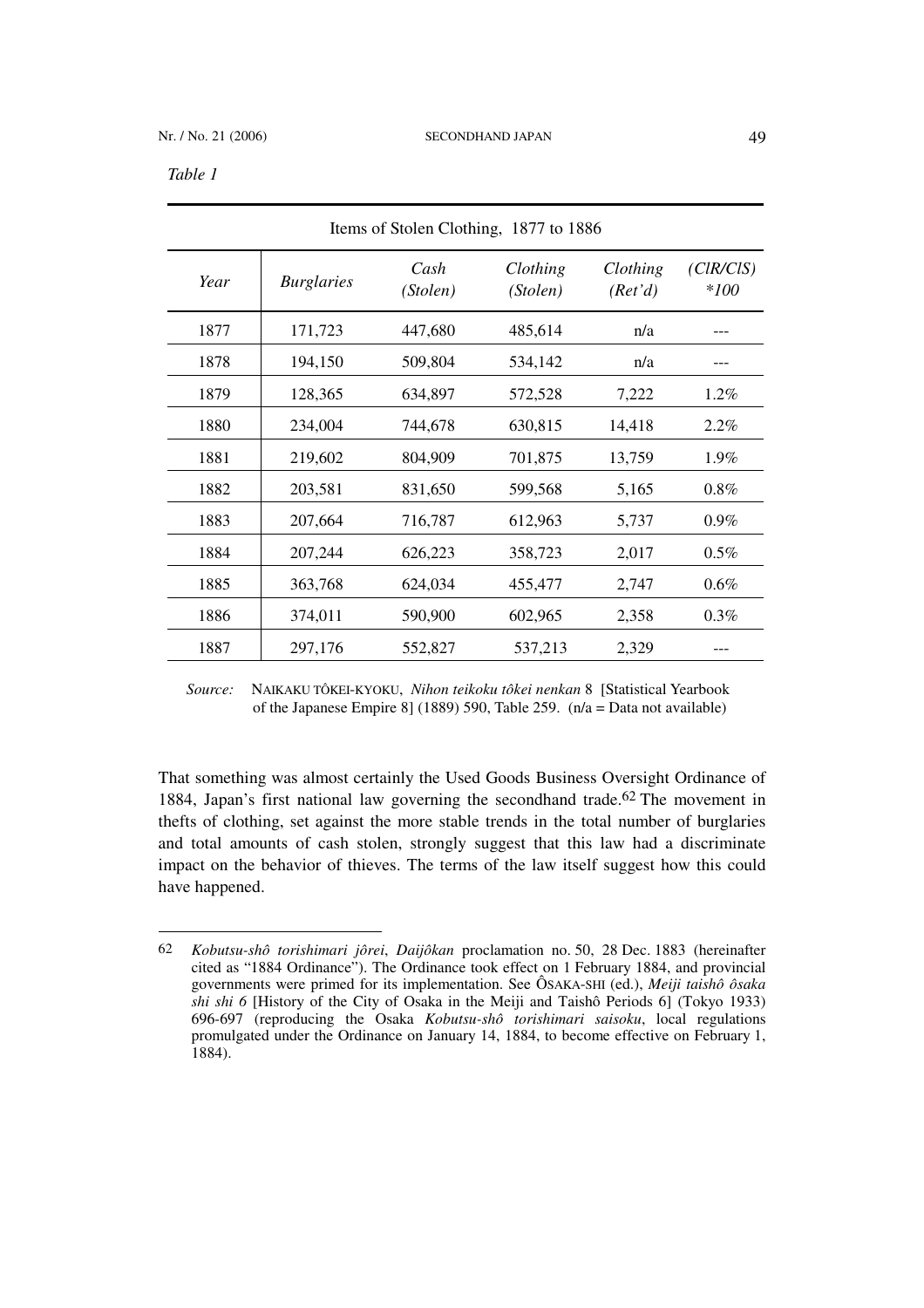*Table 1*

| Items of Stolen Clothing, 1877 to 1886 | | | | | |
|---|---|---|---|---|---|
| *Year* | *Burglaries* | *Cash (Stolen)* | *Clothing (Stolen)* | *Clothing (Ret'd)* | *(ClR/ClS) \*100* |
| 1877 | 171,723 | 447,680 | 485,614 | n/a | --- |
| 1878 | 194,150 | 509,804 | 534,142 | n/a | --- |
| 1879 | 128,365 | 634,897 | 572,528 | 7,222 | 1.2% |
| 1880 | 234,004 | 744,678 | 630,815 | 14,418 | 2.2% |
| 1881 | 219,602 | 804,909 | 701,875 | 13,759 | 1.9% |
| 1882 | 203,581 | 831,650 | 599,568 | 5,165 | 0.8% |
| 1883 | 207,664 | 716,787 | 612,963 | 5,737 | 0.9% |
| 1884 | 207,244 | 626,223 | 358,723 | 2,017 | 0.5% |
| 1885 | 363,768 | 624,034 | 455,477 | 2,747 | 0.6% |
| 1886 | 374,011 | 590,900 | 602,965 | 2,358 | 0.3% |
| 1887 | 297,176 | 552,827 | 537,213 | 2,329 | --- |

*Source:* NAIKAKU TÔKEI-KYOKU, *Nihon teikoku tôkei nenkan* 8 [Statistical Yearbook of the Japanese Empire 8] (1889) 590, Table 259. (n/a = Data not available)

That something was almost certainly the Used Goods Business Oversight Ordinance of 1884, Japan's first national law governing the secondhand trade.[62] The movement in thefts of clothing, set against the more stable trends in the total number of burglaries and total amounts of cash stolen, strongly suggest that this law had a discriminate impact on the behavior of thieves. The terms of the law itself suggest how this could have happened.

---

62 *Kobutsu-shô torishimari jôrei*, *Daijôkan* proclamation no. 50, 28 Dec. 1883 (hereinafter cited as "1884 Ordinance"). The Ordinance took effect on 1 February 1884, and provincial governments were primed for its implementation. See ÔSAKA-SHI (ed.), *Meiji taishô ôsaka shi shi 6* [History of the City of Osaka in the Meiji and Taishô Periods 6] (Tokyo 1933) 696-697 (reproducing the Osaka *Kobutsu-shô torishimari saisoku*, local regulations promulgated under the Ordinance on January 14, 1884, to become effective on February 1, 1884).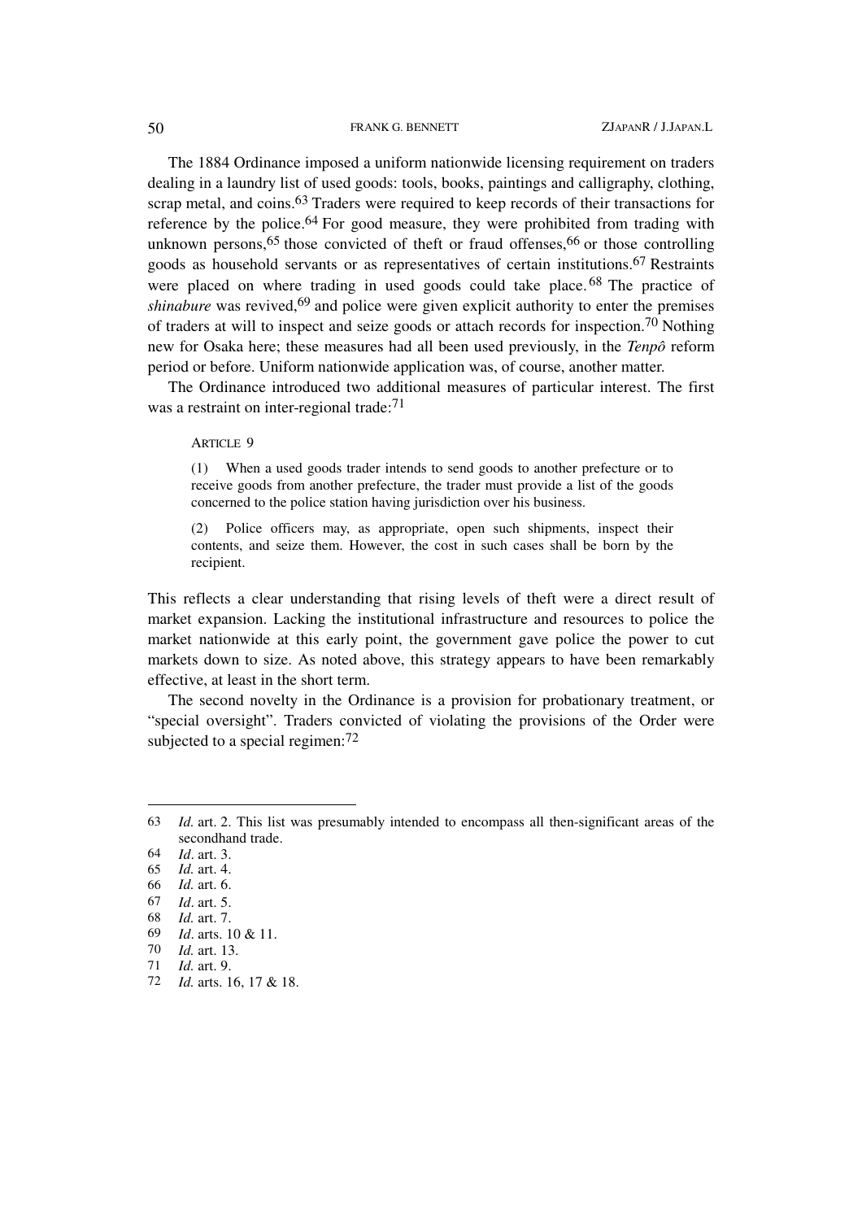The 1884 Ordinance imposed a uniform nationwide licensing requirement on traders dealing in a laundry list of used goods: tools, books, paintings and calligraphy, clothing, scrap metal, and coins.[63] Traders were required to keep records of their transactions for reference by the police.[64] For good measure, they were prohibited from trading with unknown persons,[65] those convicted of theft or fraud offenses,[66] or those controlling goods as household servants or as representatives of certain institutions.[67] Restraints were placed on where trading in used goods could take place.[68] The practice of *shinabure* was revived,[69] and police were given explicit authority to enter the premises of traders at will to inspect and seize goods or attach records for inspection.[70] Nothing new for Osaka here; these measures had all been used previously, in the *Tenpô* reform period or before. Uniform nationwide application was, of course, another matter.

The Ordinance introduced two additional measures of particular interest. The first was a restraint on inter-regional trade:[71]

> ARTICLE 9
>
> (1) When a used goods trader intends to send goods to another prefecture or to receive goods from another prefecture, the trader must provide a list of the goods concerned to the police station having jurisdiction over his business.
>
> (2) Police officers may, as appropriate, open such shipments, inspect their contents, and seize them. However, the cost in such cases shall be born by the recipient.

This reflects a clear understanding that rising levels of theft were a direct result of market expansion. Lacking the institutional infrastructure and resources to police the market nationwide at this early point, the government gave police the power to cut markets down to size. As noted above, this strategy appears to have been remarkably effective, at least in the short term.

The second novelty in the Ordinance is a provision for probationary treatment, or "special oversight". Traders convicted of violating the provisions of the Order were subjected to a special regimen:[72]

---

63 *Id.* art. 2. This list was presumably intended to encompass all then-significant areas of the secondhand trade.

64 *Id*. art. 3.

65 *Id.* art. 4.

66 *Id.* art. 6.

67 *Id*. art. 5.

68 *Id.* art. 7.

69 *Id*. arts. 10 & 11.

70 *Id.* art. 13.

71 *Id.* art. 9.

72 *Id.* arts. 16, 17 & 18.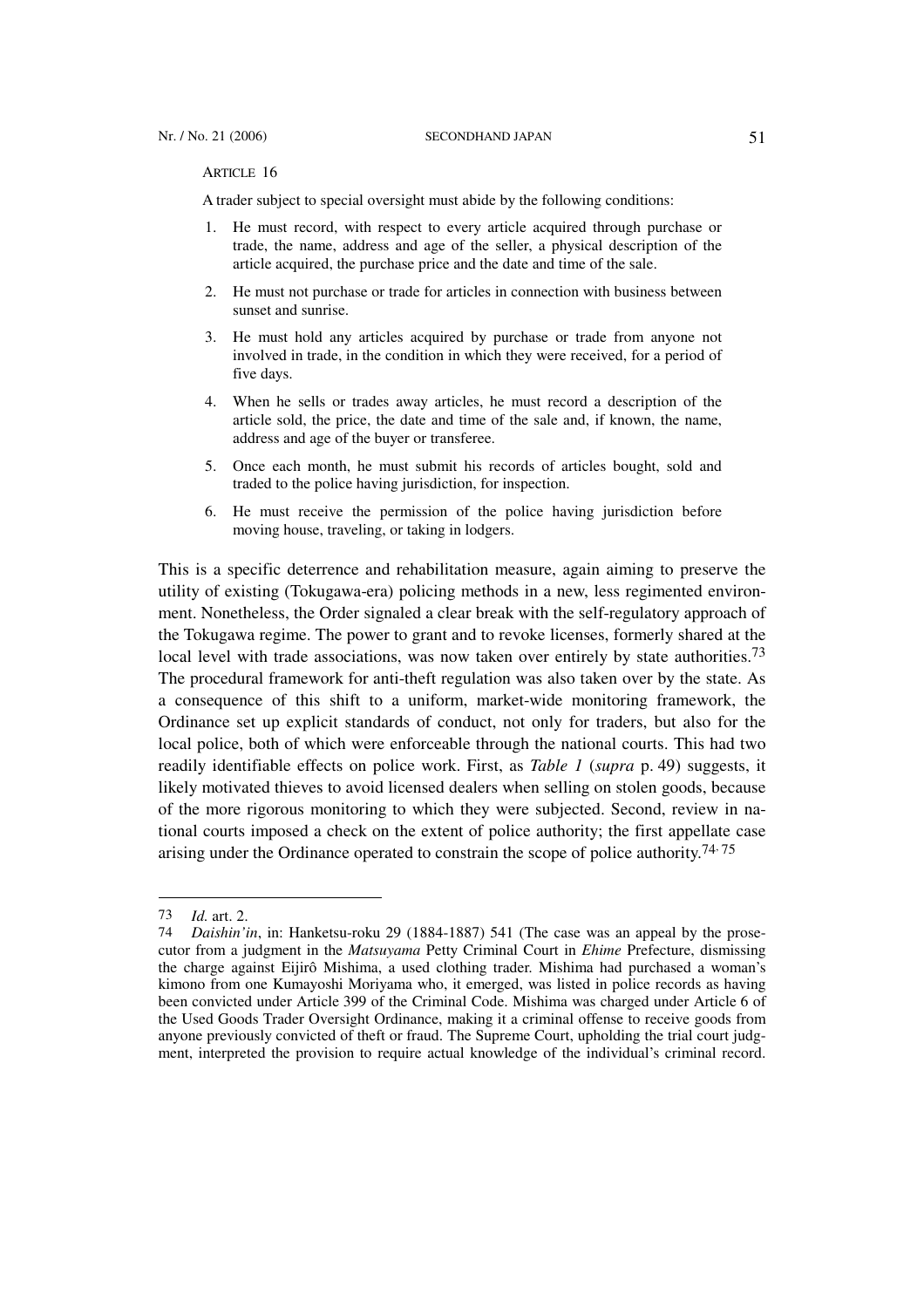ARTICLE 16

A trader subject to special oversight must abide by the following conditions:

1. He must record, with respect to every article acquired through purchase or trade, the name, address and age of the seller, a physical description of the article acquired, the purchase price and the date and time of the sale.
2. He must not purchase or trade for articles in connection with business between sunset and sunrise.
3. He must hold any articles acquired by purchase or trade from anyone not involved in trade, in the condition in which they were received, for a period of five days.
4. When he sells or trades away articles, he must record a description of the article sold, the price, the date and time of the sale and, if known, the name, address and age of the buyer or transferee.
5. Once each month, he must submit his records of articles bought, sold and traded to the police having jurisdiction, for inspection.
6. He must receive the permission of the police having jurisdiction before moving house, traveling, or taking in lodgers.

This is a specific deterrence and rehabilitation measure, again aiming to preserve the utility of existing (Tokugawa-era) policing methods in a new, less regimented environment. Nonetheless, the Order signaled a clear break with the self-regulatory approach of the Tokugawa regime. The power to grant and to revoke licenses, formerly shared at the local level with trade associations, was now taken over entirely by state authorities.[73] The procedural framework for anti-theft regulation was also taken over by the state. As a consequence of this shift to a uniform, market-wide monitoring framework, the Ordinance set up explicit standards of conduct, not only for traders, but also for the local police, both of which were enforceable through the national courts. This had two readily identifiable effects on police work. First, as *Table 1* (*supra* p. 49) suggests, it likely motivated thieves to avoid licensed dealers when selling on stolen goods, because of the more rigorous monitoring to which they were subjected. Second, review in national courts imposed a check on the extent of police authority; the first appellate case arising under the Ordinance operated to constrain the scope of police authority.[74, 75]

---

73 *Id.* art. 2.

74 *Daishin'in*, in: Hanketsu-roku 29 (1884-1887) 541 (The case was an appeal by the prosecutor from a judgment in the *Matsuyama* Petty Criminal Court in *Ehime* Prefecture, dismissing the charge against Eijirô Mishima, a used clothing trader. Mishima had purchased a woman's kimono from one Kumayoshi Moriyama who, it emerged, was listed in police records as having been convicted under Article 399 of the Criminal Code. Mishima was charged under Article 6 of the Used Goods Trader Oversight Ordinance, making it a criminal offense to receive goods from anyone previously convicted of theft or fraud. The Supreme Court, upholding the trial court judgment, interpreted the provision to require actual knowledge of the individual's criminal record.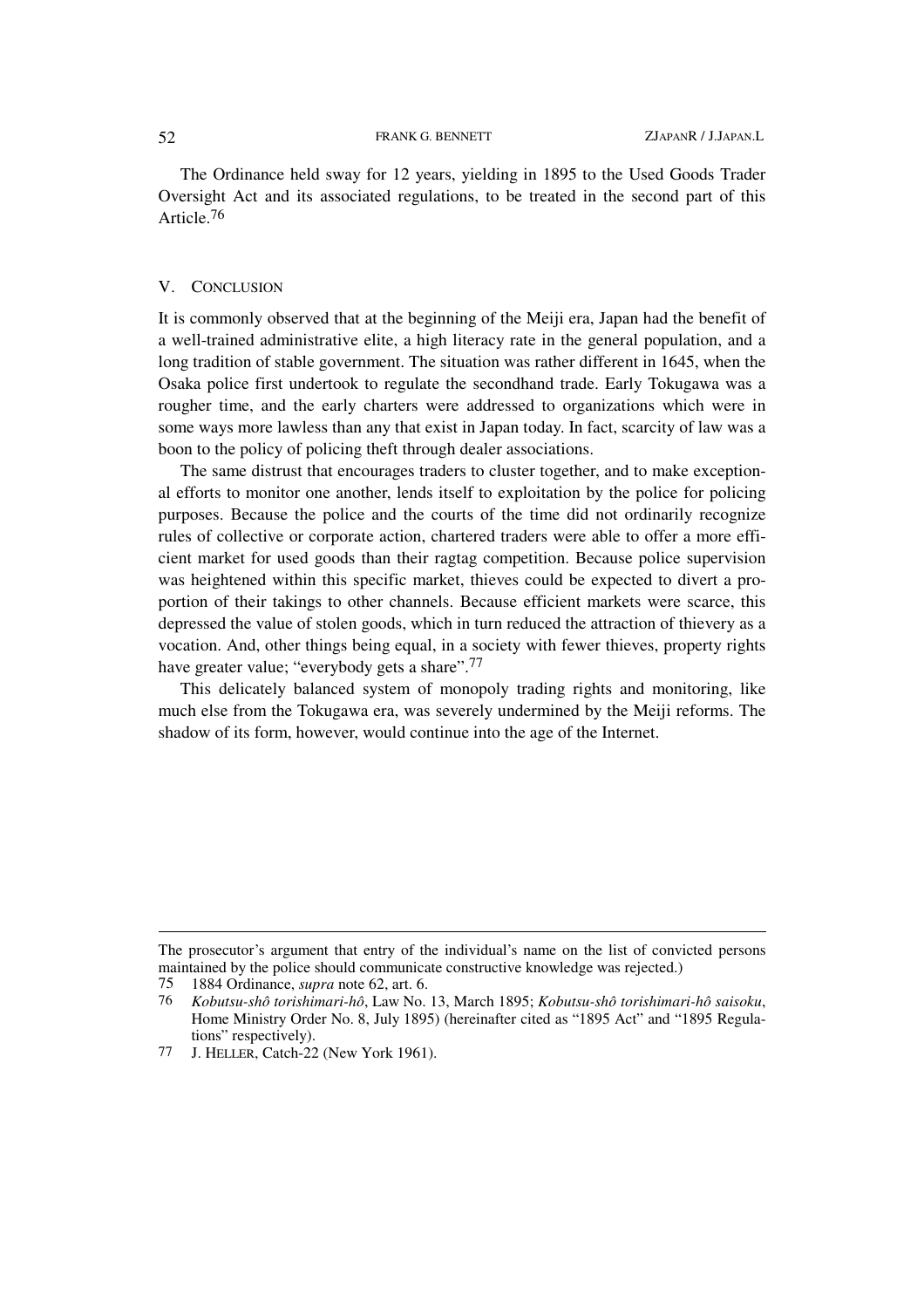The Ordinance held sway for 12 years, yielding in 1895 to the Used Goods Trader Oversight Act and its associated regulations, to be treated in the second part of this Article.[76]

## V. CONCLUSION

It is commonly observed that at the beginning of the Meiji era, Japan had the benefit of a well-trained administrative elite, a high literacy rate in the general population, and a long tradition of stable government. The situation was rather different in 1645, when the Osaka police first undertook to regulate the secondhand trade. Early Tokugawa was a rougher time, and the early charters were addressed to organizations which were in some ways more lawless than any that exist in Japan today. In fact, scarcity of law was a boon to the policy of policing theft through dealer associations.

The same distrust that encourages traders to cluster together, and to make exceptional efforts to monitor one another, lends itself to exploitation by the police for policing purposes. Because the police and the courts of the time did not ordinarily recognize rules of collective or corporate action, chartered traders were able to offer a more efficient market for used goods than their ragtag competition. Because police supervision was heightened within this specific market, thieves could be expected to divert a proportion of their takings to other channels. Because efficient markets were scarce, this depressed the value of stolen goods, which in turn reduced the attraction of thievery as a vocation. And, other things being equal, in a society with fewer thieves, property rights have greater value; "everybody gets a share".[77]

This delicately balanced system of monopoly trading rights and monitoring, like much else from the Tokugawa era, was severely undermined by the Meiji reforms. The shadow of its form, however, would continue into the age of the Internet.

---

The prosecutor's argument that entry of the individual's name on the list of convicted persons maintained by the police should communicate constructive knowledge was rejected.)

75 1884 Ordinance, *supra* note 62, art. 6.

76 *Kobutsu-shô torishimari-hô*, Law No. 13, March 1895; *Kobutsu-shô torishimari-hô saisoku*, Home Ministry Order No. 8, July 1895) (hereinafter cited as "1895 Act" and "1895 Regulations" respectively).

77 J. HELLER, Catch-22 (New York 1961).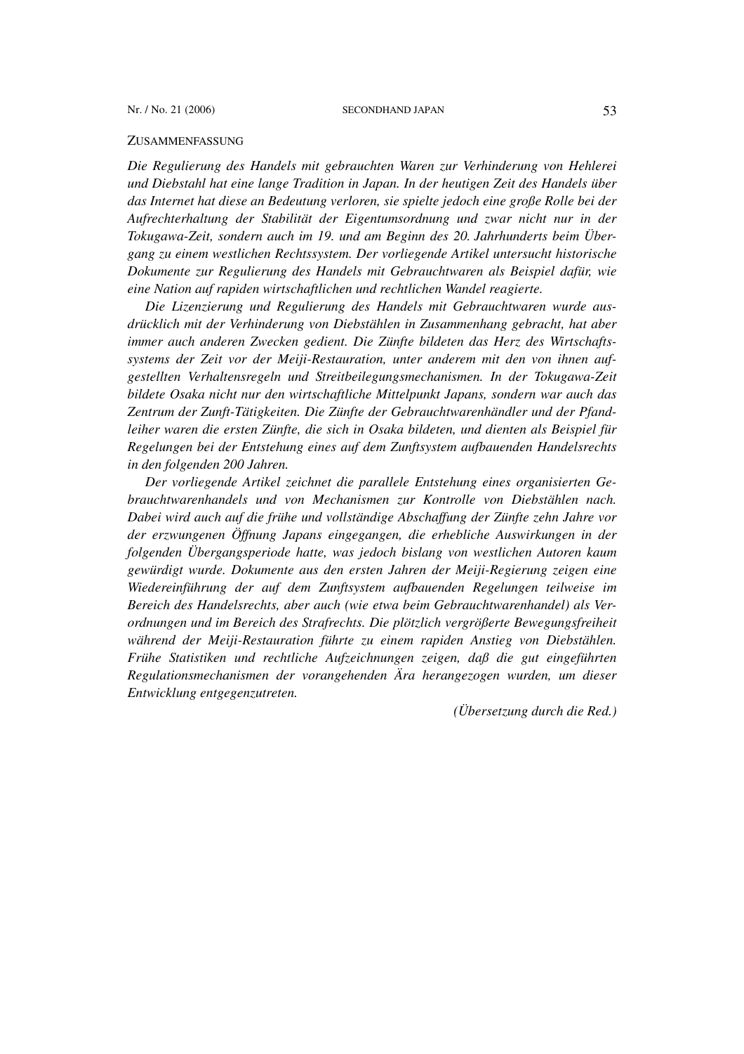## ZUSAMMENFASSUNG

*Die Regulierung des Handels mit gebrauchten Waren zur Verhinderung von Hehlerei und Diebstahl hat eine lange Tradition in Japan. In der heutigen Zeit des Handels über das Internet hat diese an Bedeutung verloren, sie spielte jedoch eine große Rolle bei der Aufrechterhaltung der Stabilität der Eigentumsordnung und zwar nicht nur in der Tokugawa-Zeit, sondern auch im 19. und am Beginn des 20. Jahrhunderts beim Übergang zu einem westlichen Rechtssystem. Der vorliegende Artikel untersucht historische Dokumente zur Regulierung des Handels mit Gebrauchtwaren als Beispiel dafür, wie eine Nation auf rapiden wirtschaftlichen und rechtlichen Wandel reagierte.*

*Die Lizenzierung und Regulierung des Handels mit Gebrauchtwaren wurde ausdrücklich mit der Verhinderung von Diebstählen in Zusammenhang gebracht, hat aber immer auch anderen Zwecken gedient. Die Zünfte bildeten das Herz des Wirtschaftssystems der Zeit vor der Meiji-Restauration, unter anderem mit den von ihnen aufgestellten Verhaltensregeln und Streitbeilegungsmechanismen. In der Tokugawa-Zeit bildete Osaka nicht nur den wirtschaftliche Mittelpunkt Japans, sondern war auch das Zentrum der Zunft-Tätigkeiten. Die Zünfte der Gebrauchtwarenhändler und der Pfandleiher waren die ersten Zünfte, die sich in Osaka bildeten, und dienten als Beispiel für Regelungen bei der Entstehung eines auf dem Zunftsystem aufbauenden Handelsrechts in den folgenden 200 Jahren.*

*Der vorliegende Artikel zeichnet die parallele Entstehung eines organisierten Gebrauchtwarenhandels und von Mechanismen zur Kontrolle von Diebstählen nach. Dabei wird auch auf die frühe und vollständige Abschaffung der Zünfte zehn Jahre vor der erzwungenen Öffnung Japans eingegangen, die erhebliche Auswirkungen in der folgenden Übergangsperiode hatte, was jedoch bislang von westlichen Autoren kaum gewürdigt wurde. Dokumente aus den ersten Jahren der Meiji-Regierung zeigen eine Wiedereinführung der auf dem Zunftsystem aufbauenden Regelungen teilweise im Bereich des Handelsrechts, aber auch (wie etwa beim Gebrauchtwarenhandel) als Verordnungen und im Bereich des Strafrechts. Die plötzlich vergrößerte Bewegungsfreiheit während der Meiji-Restauration führte zu einem rapiden Anstieg von Diebstählen. Frühe Statistiken und rechtliche Aufzeichnungen zeigen, daß die gut eingeführten Regulationsmechanismen der vorangehenden Ära herangezogen wurden, um dieser Entwicklung entgegenzutreten.*

*(Übersetzung durch die Red.)*